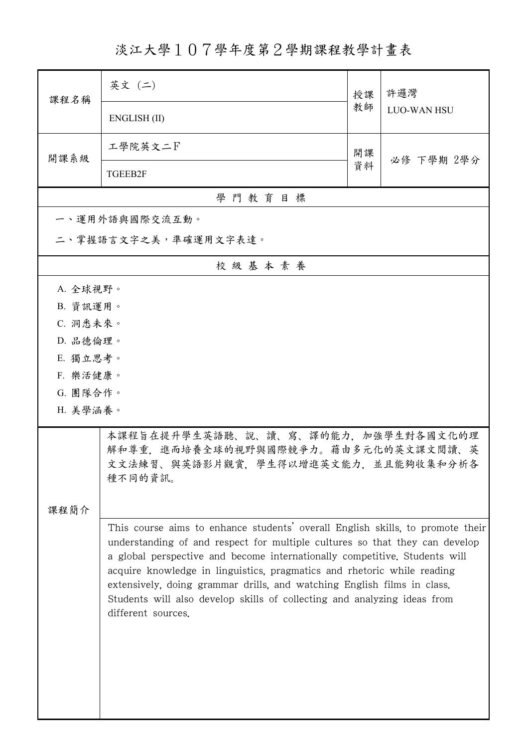# 淡江大學１０７學年度第２學期課程教學計畫表

| 課程名稱 | 英文（二） | 授課教師 | 許邏灣 |
|---|---|---|---|
| | ENGLISH (II) | | LUO-WAN HSU |
| 開課系級 | 工學院英文二F | 開課資料 | 必修 下學期 2學分 |
| | TGEEB2F | | |

## 學門教育目標

一、運用外語與國際交流互動。

二、掌握語言文字之美，準確運用文字表達。

## 校級基本素養

A. 全球視野。

B. 資訊運用。

C. 洞悉未來。

D. 品德倫理。

E. 獨立思考。

F. 樂活健康。

G. 團隊合作。

H. 美學涵養。

## 課程簡介

本課程旨在提升學生英語聽、說、讀、寫、譯的能力，加強學生對各國文化的理解和尊重，進而培養全球的視野與國際競爭力。藉由多元化的英文課文閱讀、英文文法練習、與英語影片觀賞，學生得以增進英文能力，並且能夠收集和分析各種不同的資訊。

This course aims to enhance students' overall English skills, to promote their understanding of and respect for multiple cultures so that they can develop a global perspective and become internationally competitive. Students will acquire knowledge in linguistics, pragmatics and rhetoric while reading extensively, doing grammar drills, and watching English films in class. Students will also develop skills of collecting and analyzing ideas from different sources.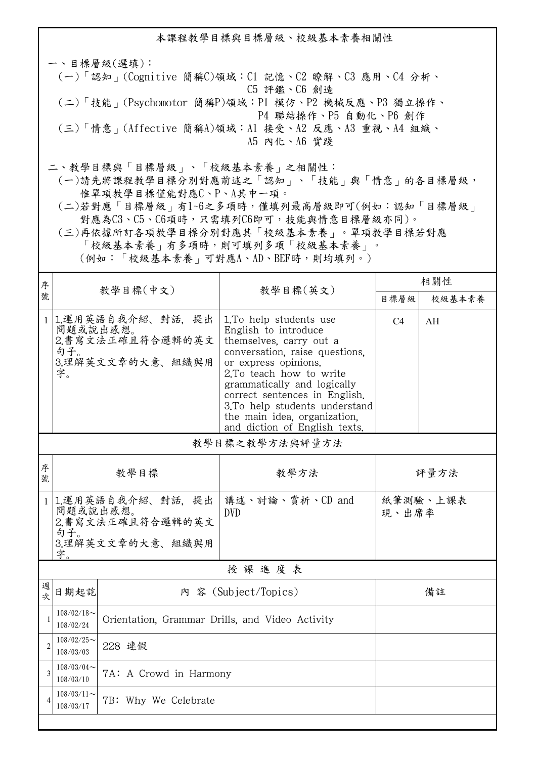## 本課程教學目標與目標層級、校級基本素養相關性

一、目標層級(選填)：

(一)「認知」(Cognitive 簡稱C)領域：C1 記憶、C2 瞭解、C3 應用、C4 分析、C5 評鑑、C6 創造

(二)「技能」(Psychomotor 簡稱P)領域：P1 模仿、P2 機械反應、P3 獨立操作、P4 聯結操作、P5 自動化、P6 創作

(三)「情意」(Affective 簡稱A)領域：A1 接受、A2 反應、A3 重視、A4 組織、A5 內化、A6 實踐

二、教學目標與「目標層級」、「校級基本素養」之相關性：

(一)請先將課程教學目標分別對應前述之「認知」、「技能」與「情意」的各目標層級，惟單項教學目標僅能對應C、P、A其中一項。

(二)若對應「目標層級」有1~6之多項時，僅填列最高層級即可(例如：認知「目標層級」對應為C3、C5、C6項時，只需填列C6即可，技能與情意目標層級亦同)。

(三)再依據所訂各項教學目標分別對應其「校級基本素養」。單項教學目標若對應「校級基本素養」有多項時，則可填列多項「校級基本素養」。(例如：「校級基本素養」可對應A、AD、BEF時，則均填列。)

| 序號 | 教學目標(中文) | 教學目標(英文) | 相關性 | |
|---|---|---|---|---|
| | | | 目標層級 | 校級基本素養 |
| 1 | 1.運用英語自我介紹、對話, 提出問題或說出感想。<br>2.書寫文法正確且符合邏輯的英文句子。<br>3.理解英文文章的大意、組織與用字。 | 1.To help students use English to introduce themselves, carry out a conversation, raise questions, or express opinions.<br>2.To teach how to write grammatically and logically correct sentences in English.<br>3.To help students understand the main idea, organization, and diction of English texts. | C4 | AH |

## 教學目標之教學方法與評量方法

| 序號 | 教學目標 | 教學方法 | 評量方法 |
|---|---|---|---|
| 1 | 1.運用英語自我介紹、對話, 提出問題或說出感想。<br>2.書寫文法正確且符合邏輯的英文句子。<br>3.理解英文文章的大意、組織與用字。 | 講述、討論、賞析、CD and DVD | 紙筆測驗、上課表現、出席率 |

## 授 課 進 度 表

| 週次 | 日期起訖 | 內 容 (Subject/Topics) | 備註 |
|---|---|---|---|
| 1 | 108/02/18~108/02/24 | Orientation, Grammar Drills, and Video Activity | |
| 2 | 108/02/25~108/03/03 | 228 連假 | |
| 3 | 108/03/04~108/03/10 | 7A: A Crowd in Harmony | |
| 4 | 108/03/11~108/03/17 | 7B: Why We Celebrate | |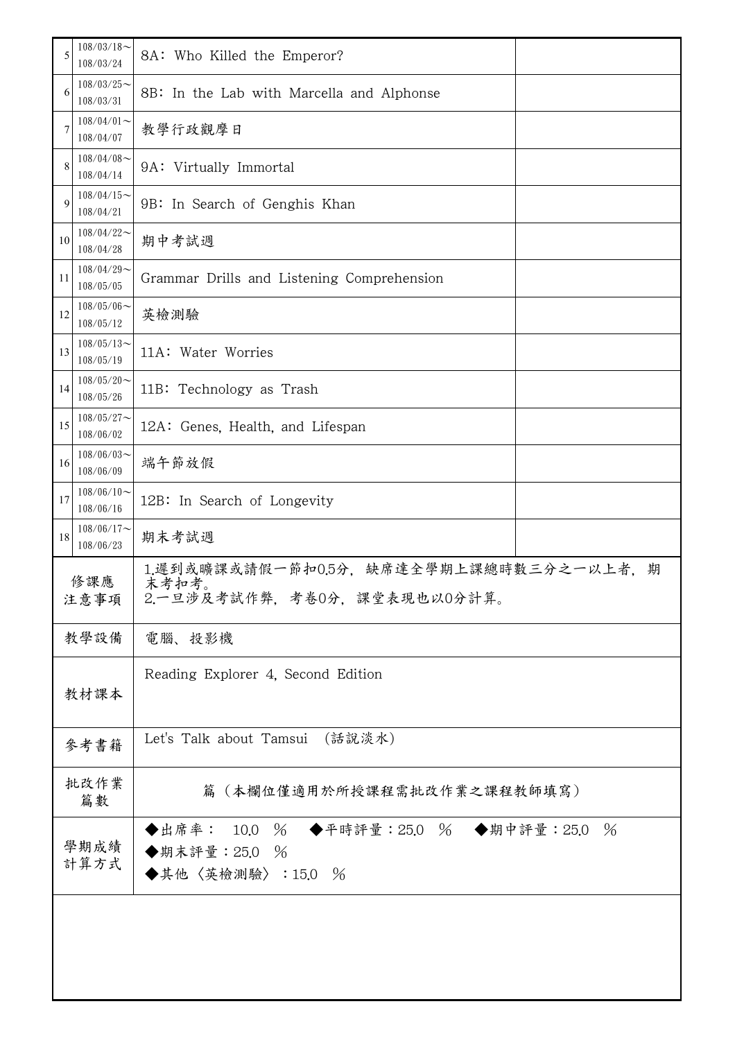| | | | |
|---|---|---|---|
| 5 | 108/03/18～<br>108/03/24 | 8A：Who Killed the Emperor? | |
| 6 | 108/03/25～<br>108/03/31 | 8B：In the Lab with Marcella and Alphonse | |
| 7 | 108/04/01～<br>108/04/07 | 教學行政觀摩日 | |
| 8 | 108/04/08～<br>108/04/14 | 9A：Virtually Immortal | |
| 9 | 108/04/15～<br>108/04/21 | 9B：In Search of Genghis Khan | |
| 10 | 108/04/22～<br>108/04/28 | 期中考試週 | |
| 11 | 108/04/29～<br>108/05/05 | Grammar Drills and Listening Comprehension | |
| 12 | 108/05/06～<br>108/05/12 | 英檢測驗 | |
| 13 | 108/05/13～<br>108/05/19 | 11A：Water Worries | |
| 14 | 108/05/20～<br>108/05/26 | 11B：Technology as Trash | |
| 15 | 108/05/27～<br>108/06/02 | 12A：Genes, Health, and Lifespan | |
| 16 | 108/06/03～<br>108/06/09 | 端午節放假 | |
| 17 | 108/06/10～<br>108/06/16 | 12B：In Search of Longevity | |
| 18 | 108/06/17～<br>108/06/23 | 期末考試週 | |

| | |
|---|---|
| 修課應注意事項 | 1.遲到或曠課或請假一節扣0.5分，缺席達全學期上課總時數三分之一以上者，期末考扣考。<br>2.一旦涉及考試作弊，考卷0分，課堂表現也以0分計算。 |
| 教學設備 | 電腦、投影機 |
| 教材課本 | Reading Explorer 4, Second Edition |
| 參考書籍 | Let's Talk about Tamsui （話說淡水） |
| 批改作業篇數 | 篇（本欄位僅適用於所授課程需批改作業之課程教師填寫） |
| 學期成績計算方式 | ◆出席率： 10.0 ％ ◆平時評量：25.0 ％ ◆期中評量：25.0 ％<br>◆期末評量：25.0 ％<br>◆其他〈英檢測驗〉：15.0 ％ |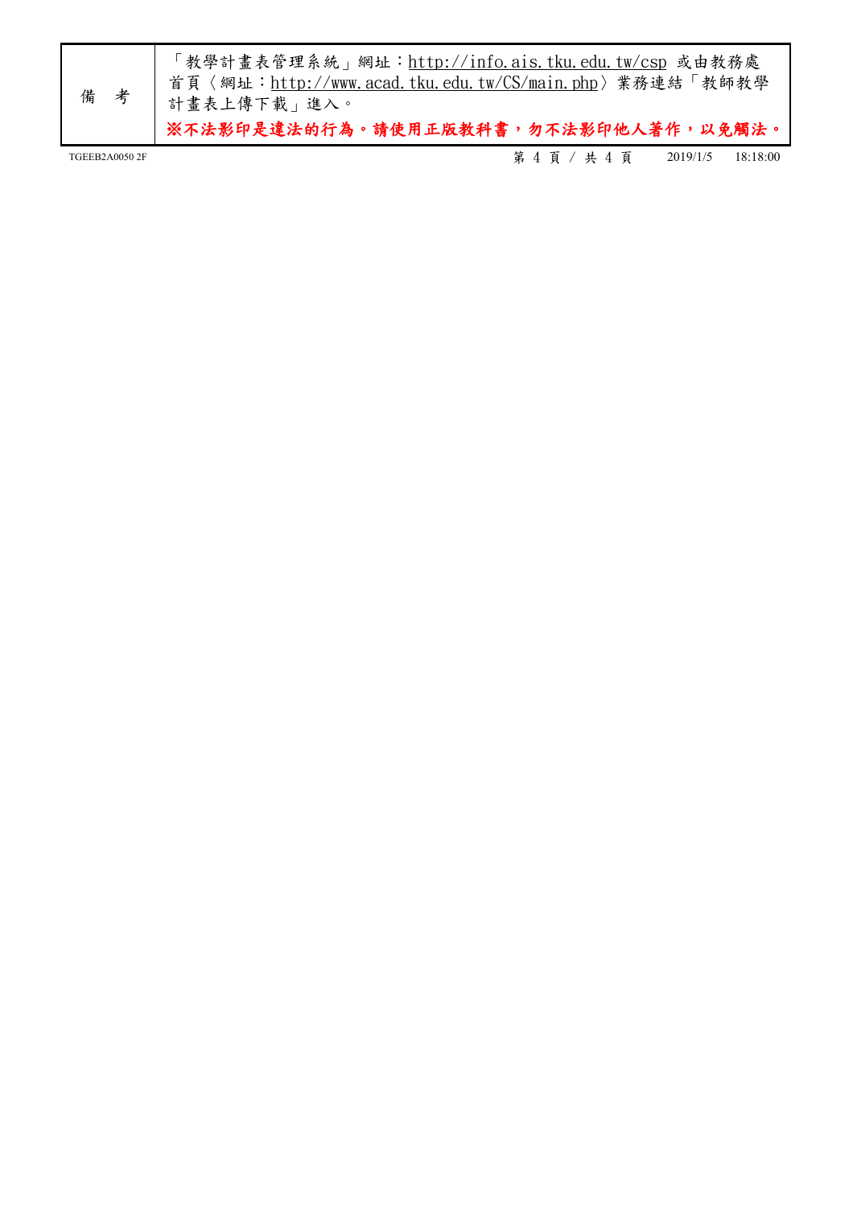| | |
|---|---|
| 備　考 | 「教學計畫表管理系統」網址：http://info.ais.tku.edu.tw/csp 或由教務處首頁〈網址：http://www.acad.tku.edu.tw/CS/main.php〉業務連結「教師教學計畫表上傳下載」進入。<br>**※不法影印是違法的行為。請使用正版教科書，勿不法影印他人著作，以免觸法。** |

TGEEB2A0050 2F